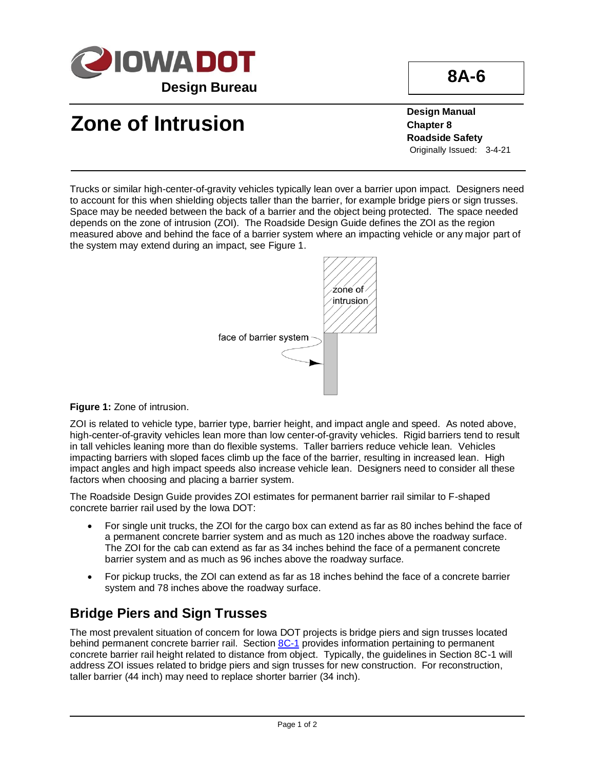**IOWA DOT**
**Design Bureau**

# 8A-6

# Zone of Intrusion

**Design Manual**
**Chapter 8**
**Roadside Safety**
Originally Issued: 3-4-21

Trucks or similar high-center-of-gravity vehicles typically lean over a barrier upon impact. Designers need to account for this when shielding objects taller than the barrier, for example bridge piers or sign trusses. Space may be needed between the back of a barrier and the object being protected. The space needed depends on the zone of intrusion (ZOI). The Roadside Design Guide defines the ZOI as the region measured above and behind the face of a barrier system where an impacting vehicle or any major part of the system may extend during an impact, see Figure 1.

zone of intrusion

face of barrier system

**Figure 1:** Zone of intrusion.

ZOI is related to vehicle type, barrier type, barrier height, and impact angle and speed. As noted above, high-center-of-gravity vehicles lean more than low center-of-gravity vehicles. Rigid barriers tend to result in tall vehicles leaning more than do flexible systems. Taller barriers reduce vehicle lean. Vehicles impacting barriers with sloped faces climb up the face of the barrier, resulting in increased lean. High impact angles and high impact speeds also increase vehicle lean. Designers need to consider all these factors when choosing and placing a barrier system.

The Roadside Design Guide provides ZOI estimates for permanent barrier rail similar to F-shaped concrete barrier rail used by the Iowa DOT:

- For single unit trucks, the ZOI for the cargo box can extend as far as 80 inches behind the face of a permanent concrete barrier system and as much as 120 inches above the roadway surface. The ZOI for the cab can extend as far as 34 inches behind the face of a permanent concrete barrier system and as much as 96 inches above the roadway surface.
- For pickup trucks, the ZOI can extend as far as 18 inches behind the face of a concrete barrier system and 78 inches above the roadway surface.

## Bridge Piers and Sign Trusses

The most prevalent situation of concern for Iowa DOT projects is bridge piers and sign trusses located behind permanent concrete barrier rail. Section 8C-1 provides information pertaining to permanent concrete barrier rail height related to distance from object. Typically, the guidelines in Section 8C-1 will address ZOI issues related to bridge piers and sign trusses for new construction. For reconstruction, taller barrier (44 inch) may need to replace shorter barrier (34 inch).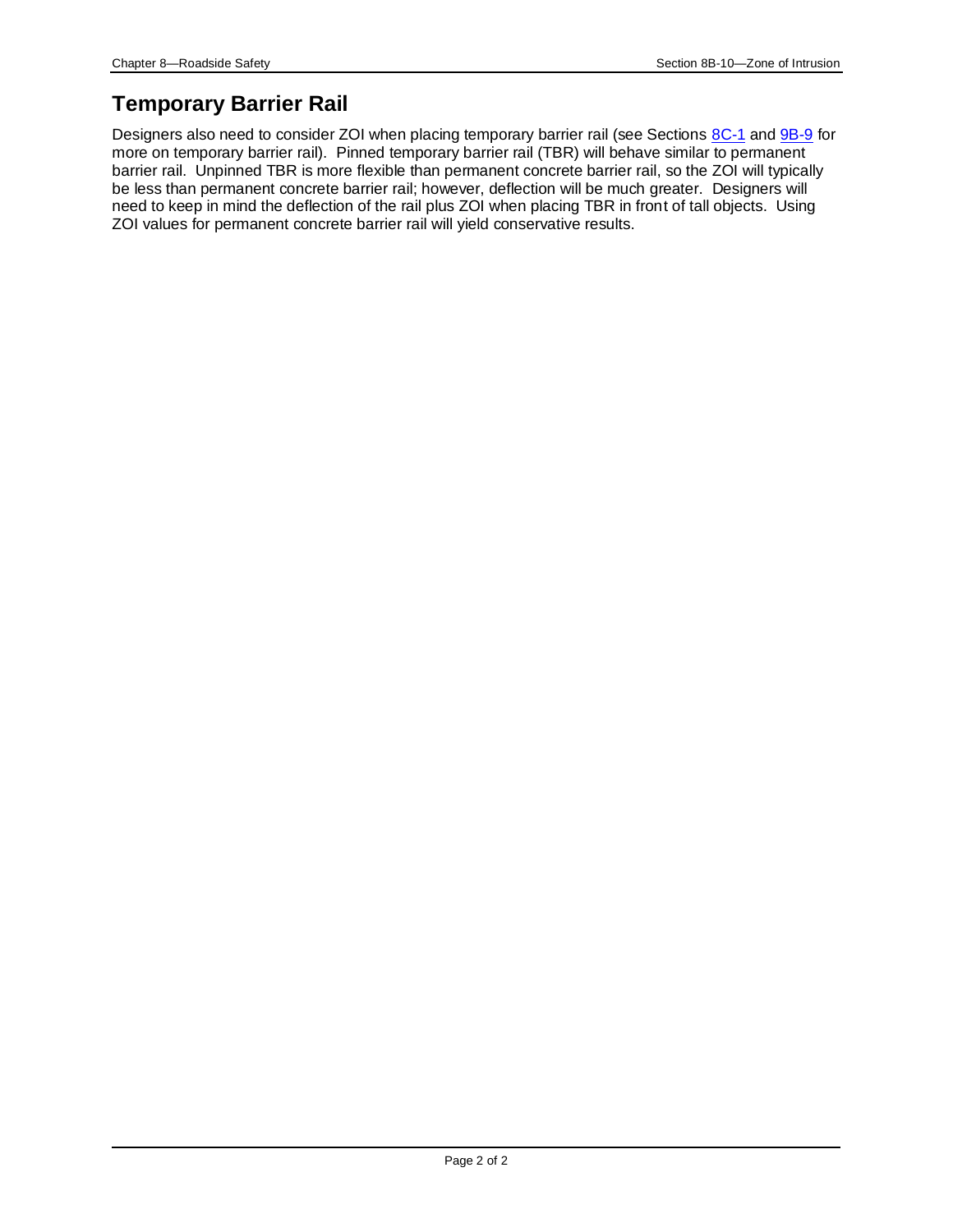## Temporary Barrier Rail

Designers also need to consider ZOI when placing temporary barrier rail (see Sections 8C-1 and 9B-9 for more on temporary barrier rail). Pinned temporary barrier rail (TBR) will behave similar to permanent barrier rail. Unpinned TBR is more flexible than permanent concrete barrier rail, so the ZOI will typically be less than permanent concrete barrier rail; however, deflection will be much greater. Designers will need to keep in mind the deflection of the rail plus ZOI when placing TBR in front of tall objects. Using ZOI values for permanent concrete barrier rail will yield conservative results.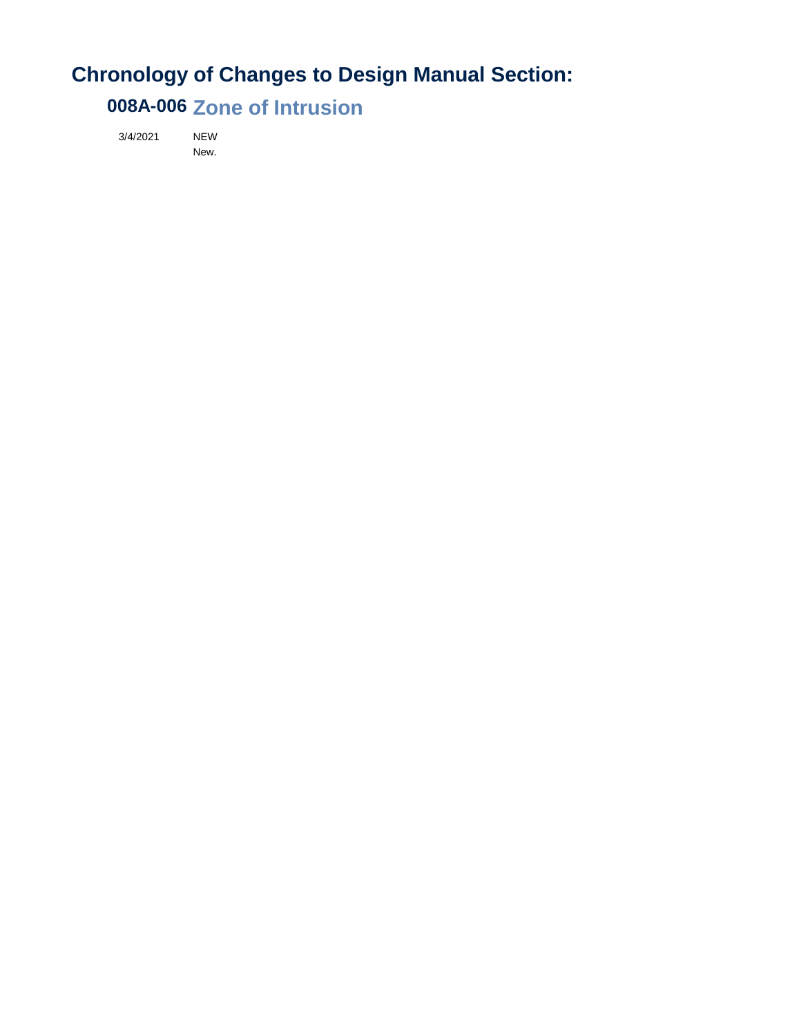# Chronology of Changes to Design Manual Section:

## 008A-006 Zone of Intrusion

| | |
|---|---|
| 3/4/2021 | NEW<br>New. |